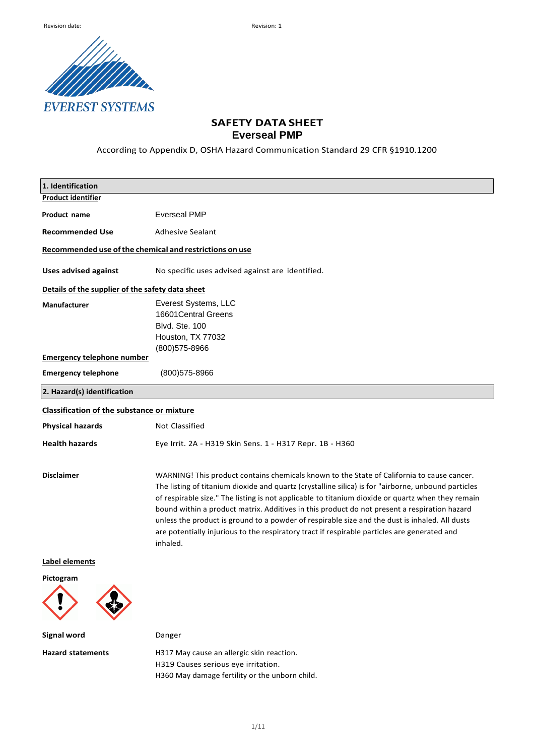Revision date: Revision: 1

EVEREST SYSTEMS

# SAFETY DATA SHEET
# Everseal PMP

According to Appendix D, OSHA Hazard Communication Standard 29 CFR §1910.1200

## 1. Identification

**Product identifier**

**Product name** Everseal PMP

**Recommended Use** Adhesive Sealant

**Recommended use of the chemical and restrictions on use**

**Uses advised against** No specific uses advised against are identified.

**Details of the supplier of the safety data sheet**

**Manufacturer** Everest Systems, LLC
16601Central Greens
Blvd. Ste. 100
Houston, TX 77032
(800)575-8966

**Emergency telephone number**

**Emergency telephone** (800)575-8966

## 2. Hazard(s) identification

**Classification of the substance or mixture**

**Physical hazards** Not Classified

**Health hazards** Eye Irrit. 2A - H319 Skin Sens. 1 - H317 Repr. 1B - H360

**Disclaimer** WARNING! This product contains chemicals known to the State of California to cause cancer. The listing of titanium dioxide and quartz (crystalline silica) is for "airborne, unbound particles of respirable size." The listing is not applicable to titanium dioxide or quartz when they remain bound within a product matrix. Additives in this product do not present a respiration hazard unless the product is ground to a powder of respirable size and the dust is inhaled. All dusts are potentially injurious to the respiratory tract if respirable particles are generated and inhaled.

**Label elements**

**Pictogram**

**Signal word** Danger

**Hazard statements** H317 May cause an allergic skin reaction.
H319 Causes serious eye irritation.
H360 May damage fertility or the unborn child.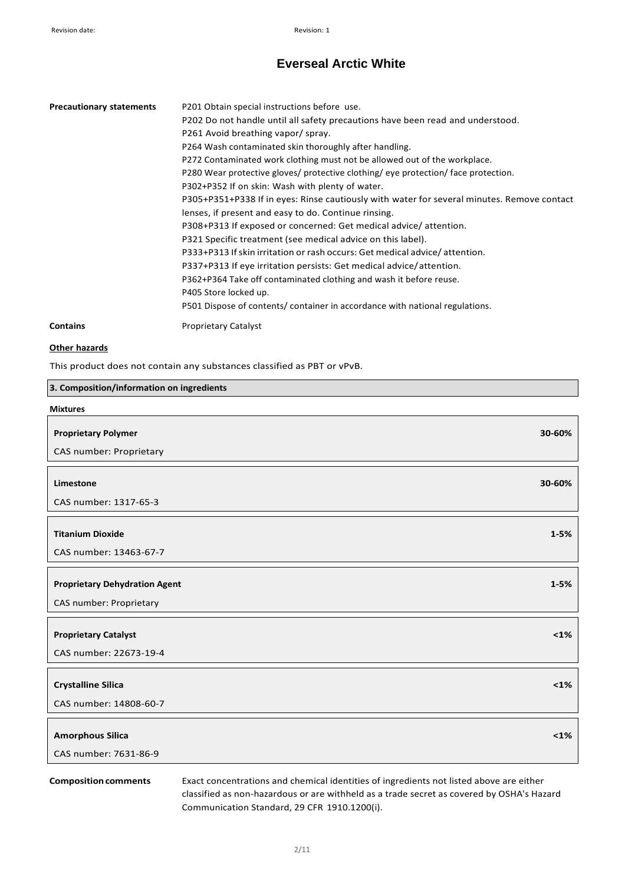# Everseal Arctic White

**Precautionary statements**

P201 Obtain special instructions before use.
P202 Do not handle until all safety precautions have been read and understood.
P261 Avoid breathing vapor/ spray.
P264 Wash contaminated skin thoroughly after handling.
P272 Contaminated work clothing must not be allowed out of the workplace.
P280 Wear protective gloves/ protective clothing/ eye protection/ face protection.
P302+P352 If on skin: Wash with plenty of water.
P305+P351+P338 If in eyes: Rinse cautiously with water for several minutes. Remove contact lenses, if present and easy to do. Continue rinsing.
P308+P313 If exposed or concerned: Get medical advice/ attention.
P321 Specific treatment (see medical advice on this label).
P333+P313 If skin irritation or rash occurs: Get medical advice/ attention.
P337+P313 If eye irritation persists: Get medical advice/ attention.
P362+P364 Take off contaminated clothing and wash it before reuse.
P405 Store locked up.
P501 Dispose of contents/ container in accordance with national regulations.

**Contains** Proprietary Catalyst

**Other hazards**

This product does not contain any substances classified as PBT or vPvB.

## 3. Composition/information on ingredients

**Mixtures**

| Ingredient | Concentration |
|---|---|
| **Proprietary Polymer**<br>CAS number: Proprietary | 30-60% |
| **Limestone**<br>CAS number: 1317-65-3 | 30-60% |
| **Titanium Dioxide**<br>CAS number: 13463-67-7 | 1-5% |
| **Proprietary Dehydration Agent**<br>CAS number: Proprietary | 1-5% |
| **Proprietary Catalyst**<br>CAS number: 22673-19-4 | <1% |
| **Crystalline Silica**<br>CAS number: 14808-60-7 | <1% |
| **Amorphous Silica**<br>CAS number: 7631-86-9 | <1% |

**Composition comments** Exact concentrations and chemical identities of ingredients not listed above are either classified as non-hazardous or are withheld as a trade secret as covered by OSHA's Hazard Communication Standard, 29 CFR 1910.1200(i).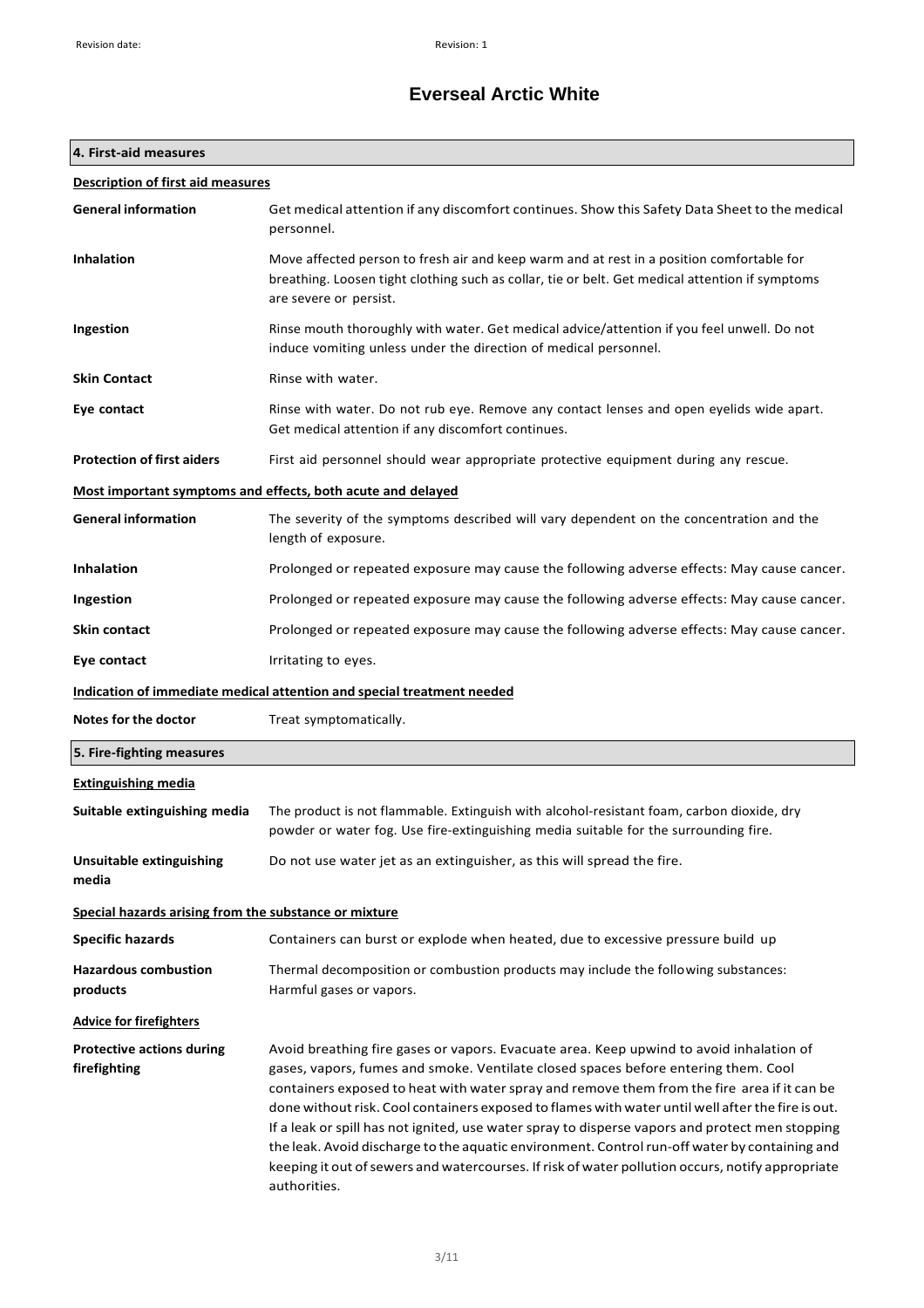# Everseal Arctic White

## 4. First-aid measures

### Description of first aid measures

| | |
|---|---|
| **General information** | Get medical attention if any discomfort continues. Show this Safety Data Sheet to the medical personnel. |
| **Inhalation** | Move affected person to fresh air and keep warm and at rest in a position comfortable for breathing. Loosen tight clothing such as collar, tie or belt. Get medical attention if symptoms are severe or persist. |
| **Ingestion** | Rinse mouth thoroughly with water. Get medical advice/attention if you feel unwell. Do not induce vomiting unless under the direction of medical personnel. |
| **Skin Contact** | Rinse with water. |
| **Eye contact** | Rinse with water. Do not rub eye. Remove any contact lenses and open eyelids wide apart. Get medical attention if any discomfort continues. |
| **Protection of first aiders** | First aid personnel should wear appropriate protective equipment during any rescue. |

### Most important symptoms and effects, both acute and delayed

| | |
|---|---|
| **General information** | The severity of the symptoms described will vary dependent on the concentration and the length of exposure. |
| **Inhalation** | Prolonged or repeated exposure may cause the following adverse effects: May cause cancer. |
| **Ingestion** | Prolonged or repeated exposure may cause the following adverse effects: May cause cancer. |
| **Skin contact** | Prolonged or repeated exposure may cause the following adverse effects: May cause cancer. |
| **Eye contact** | Irritating to eyes. |

### Indication of immediate medical attention and special treatment needed

| | |
|---|---|
| **Notes for the doctor** | Treat symptomatically. |

## 5. Fire-fighting measures

### Extinguishing media

| | |
|---|---|
| **Suitable extinguishing media** | The product is not flammable. Extinguish with alcohol-resistant foam, carbon dioxide, dry powder or water fog. Use fire-extinguishing media suitable for the surrounding fire. |
| **Unsuitable extinguishing media** | Do not use water jet as an extinguisher, as this will spread the fire. |

### Special hazards arising from the substance or mixture

| | |
|---|---|
| **Specific hazards** | Containers can burst or explode when heated, due to excessive pressure build up |
| **Hazardous combustion products** | Thermal decomposition or combustion products may include the following substances: Harmful gases or vapors. |

### Advice for firefighters

| | |
|---|---|
| **Protective actions during firefighting** | Avoid breathing fire gases or vapors. Evacuate area. Keep upwind to avoid inhalation of gases, vapors, fumes and smoke. Ventilate closed spaces before entering them. Cool containers exposed to heat with water spray and remove them from the fire area if it can be done without risk. Cool containers exposed to flames with water until well after the fire is out. If a leak or spill has not ignited, use water spray to disperse vapors and protect men stopping the leak. Avoid discharge to the aquatic environment. Control run-off water by containing and keeping it out of sewers and watercourses. If risk of water pollution occurs, notify appropriate authorities. |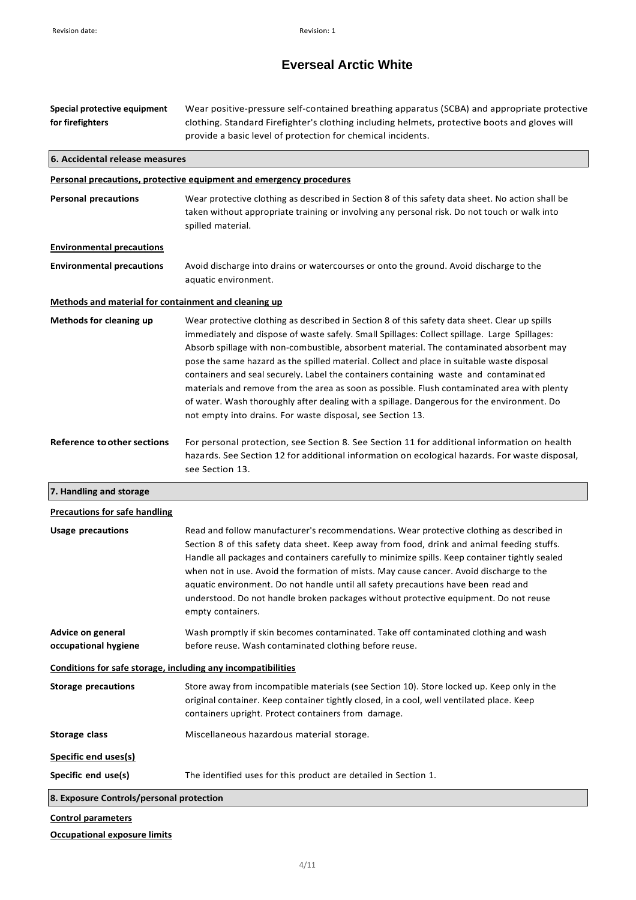# Everseal Arctic White

**Special protective equipment for firefighters** — Wear positive-pressure self-contained breathing apparatus (SCBA) and appropriate protective clothing. Standard Firefighter's clothing including helmets, protective boots and gloves will provide a basic level of protection for chemical incidents.

## 6. Accidental release measures

**Personal precautions, protective equipment and emergency procedures**

**Personal precautions** — Wear protective clothing as described in Section 8 of this safety data sheet. No action shall be taken without appropriate training or involving any personal risk. Do not touch or walk into spilled material.

**Environmental precautions**

**Environmental precautions** — Avoid discharge into drains or watercourses or onto the ground. Avoid discharge to the aquatic environment.

**Methods and material for containment and cleaning up**

**Methods for cleaning up** — Wear protective clothing as described in Section 8 of this safety data sheet. Clear up spills immediately and dispose of waste safely. Small Spillages: Collect spillage. Large Spillages: Absorb spillage with non-combustible, absorbent material. The contaminated absorbent may pose the same hazard as the spilled material. Collect and place in suitable waste disposal containers and seal securely. Label the containers containing waste and contaminated materials and remove from the area as soon as possible. Flush contaminated area with plenty of water. Wash thoroughly after dealing with a spillage. Dangerous for the environment. Do not empty into drains. For waste disposal, see Section 13.

**Reference to other sections** — For personal protection, see Section 8. See Section 11 for additional information on health hazards. See Section 12 for additional information on ecological hazards. For waste disposal, see Section 13.

## 7. Handling and storage

**Precautions for safe handling**

**Usage precautions** — Read and follow manufacturer's recommendations. Wear protective clothing as described in Section 8 of this safety data sheet. Keep away from food, drink and animal feeding stuffs. Handle all packages and containers carefully to minimize spills. Keep container tightly sealed when not in use. Avoid the formation of mists. May cause cancer. Avoid discharge to the aquatic environment. Do not handle until all safety precautions have been read and understood. Do not handle broken packages without protective equipment. Do not reuse empty containers.

**Advice on general occupational hygiene** — Wash promptly if skin becomes contaminated. Take off contaminated clothing and wash before reuse. Wash contaminated clothing before reuse.

**Conditions for safe storage, including any incompatibilities**

**Storage precautions** — Store away from incompatible materials (see Section 10). Store locked up. Keep only in the original container. Keep container tightly closed, in a cool, well ventilated place. Keep containers upright. Protect containers from damage.

**Storage class** — Miscellaneous hazardous material storage.

**Specific end uses(s)**

**Specific end use(s)** — The identified uses for this product are detailed in Section 1.

## 8. Exposure Controls/personal protection

**Control parameters**

**Occupational exposure limits**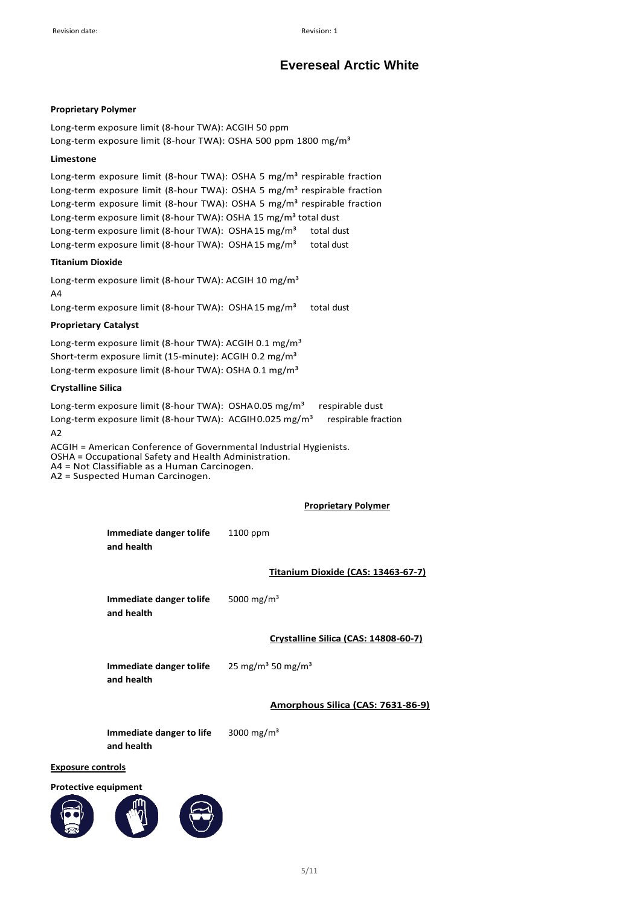# Evereseal Arctic White

**Proprietary Polymer**

Long-term exposure limit (8-hour TWA): ACGIH 50 ppm
Long-term exposure limit (8-hour TWA): OSHA 500 ppm 1800 mg/m³

**Limestone**

Long-term exposure limit (8-hour TWA): OSHA 5 mg/m³ respirable fraction
Long-term exposure limit (8-hour TWA): OSHA 5 mg/m³ respirable fraction
Long-term exposure limit (8-hour TWA): OSHA 5 mg/m³ respirable fraction
Long-term exposure limit (8-hour TWA): OSHA 15 mg/m³ total dust
Long-term exposure limit (8-hour TWA): OSHA 15 mg/m³ total dust
Long-term exposure limit (8-hour TWA): OSHA 15 mg/m³ total dust

**Titanium Dioxide**

Long-term exposure limit (8-hour TWA): ACGIH 10 mg/m³
A4
Long-term exposure limit (8-hour TWA): OSHA 15 mg/m³ total dust

**Proprietary Catalyst**

Long-term exposure limit (8-hour TWA): ACGIH 0.1 mg/m³
Short-term exposure limit (15-minute): ACGIH 0.2 mg/m³
Long-term exposure limit (8-hour TWA): OSHA 0.1 mg/m³

**Crystalline Silica**

Long-term exposure limit (8-hour TWA): OSHA 0.05 mg/m³ respirable dust
Long-term exposure limit (8-hour TWA): ACGIH 0.025 mg/m³ respirable fraction
A2

ACGIH = American Conference of Governmental Industrial Hygienists.
OSHA = Occupational Safety and Health Administration.
A4 = Not Classifiable as a Human Carcinogen.
A2 = Suspected Human Carcinogen.

**Proprietary Polymer**

| | |
|---|---|
| **Immediate danger to life and health** | 1100 ppm |

**Titanium Dioxide (CAS: 13463-67-7)**

| | |
|---|---|
| **Immediate danger to life and health** | 5000 mg/m³ |

**Crystalline Silica (CAS: 14808-60-7)**

| | |
|---|---|
| **Immediate danger to life and health** | 25 mg/m³ 50 mg/m³ |

**Amorphous Silica (CAS: 7631-86-9)**

| | |
|---|---|
| **Immediate danger to life and health** | 3000 mg/m³ |

**Exposure controls**

**Protective equipment**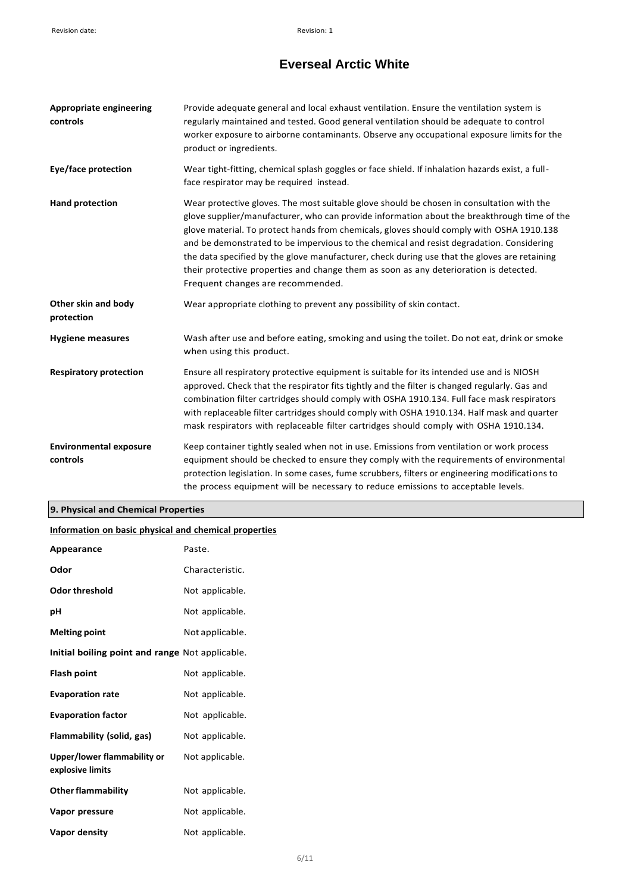| | |
|---|---|
| **Appropriate engineering controls** | Provide adequate general and local exhaust ventilation. Ensure the ventilation system is regularly maintained and tested. Good general ventilation should be adequate to control worker exposure to airborne contaminants. Observe any occupational exposure limits for the product or ingredients. |
| **Eye/face protection** | Wear tight-fitting, chemical splash goggles or face shield. If inhalation hazards exist, a full-face respirator may be required instead. |
| **Hand protection** | Wear protective gloves. The most suitable glove should be chosen in consultation with the glove supplier/manufacturer, who can provide information about the breakthrough time of the glove material. To protect hands from chemicals, gloves should comply with OSHA 1910.138 and be demonstrated to be impervious to the chemical and resist degradation. Considering the data specified by the glove manufacturer, check during use that the gloves are retaining their protective properties and change them as soon as any deterioration is detected. Frequent changes are recommended. |
| **Other skin and body protection** | Wear appropriate clothing to prevent any possibility of skin contact. |
| **Hygiene measures** | Wash after use and before eating, smoking and using the toilet. Do not eat, drink or smoke when using this product. |
| **Respiratory protection** | Ensure all respiratory protective equipment is suitable for its intended use and is NIOSH approved. Check that the respirator fits tightly and the filter is changed regularly. Gas and combination filter cartridges should comply with OSHA 1910.134. Full face mask respirators with replaceable filter cartridges should comply with OSHA 1910.134. Half mask and quarter mask respirators with replaceable filter cartridges should comply with OSHA 1910.134. |
| **Environmental exposure controls** | Keep container tightly sealed when not in use. Emissions from ventilation or work process equipment should be checked to ensure they comply with the requirements of environmental protection legislation. In some cases, fume scrubbers, filters or engineering modifications to the process equipment will be necessary to reduce emissions to acceptable levels. |

## 9. Physical and Chemical Properties

**Information on basic physical and chemical properties**

| | |
|---|---|
| **Appearance** | Paste. |
| **Odor** | Characteristic. |
| **Odor threshold** | Not applicable. |
| **pH** | Not applicable. |
| **Melting point** | Not applicable. |
| **Initial boiling point and range** | Not applicable. |
| **Flash point** | Not applicable. |
| **Evaporation rate** | Not applicable. |
| **Evaporation factor** | Not applicable. |
| **Flammability (solid, gas)** | Not applicable. |
| **Upper/lower flammability or explosive limits** | Not applicable. |
| **Other flammability** | Not applicable. |
| **Vapor pressure** | Not applicable. |
| **Vapor density** | Not applicable. |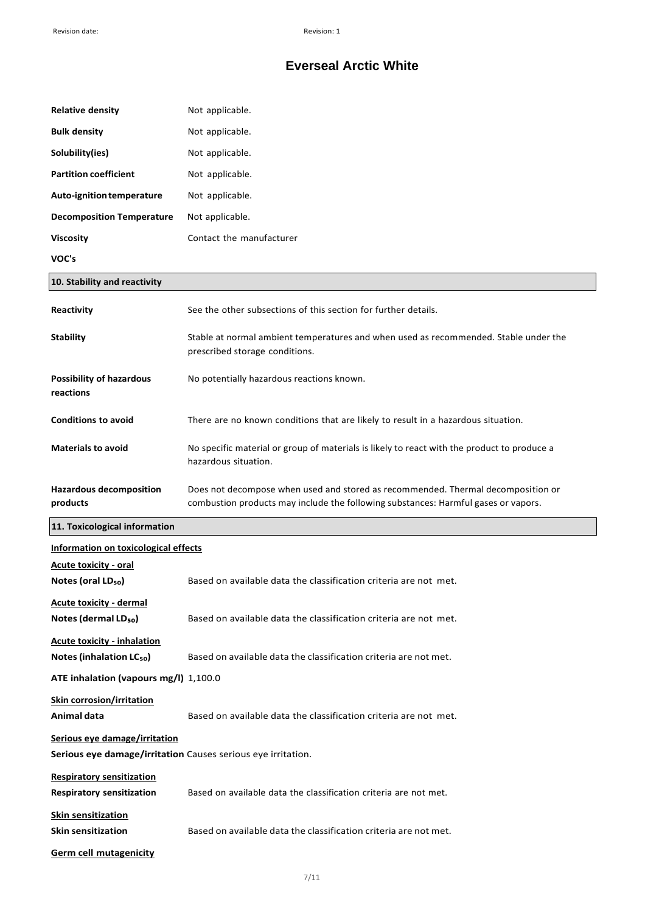| | |
|---|---|
| **Relative density** | Not applicable. |
| **Bulk density** | Not applicable. |
| **Solubility(ies)** | Not applicable. |
| **Partition coefficient** | Not applicable. |
| **Auto-ignition temperature** | Not applicable. |
| **Decomposition Temperature** | Not applicable. |
| **Viscosity** | Contact the manufacturer |
| **VOC's** | |

## 10. Stability and reactivity

| | |
|---|---|
| **Reactivity** | See the other subsections of this section for further details. |
| **Stability** | Stable at normal ambient temperatures and when used as recommended. Stable under the prescribed storage conditions. |
| **Possibility of hazardous reactions** | No potentially hazardous reactions known. |
| **Conditions to avoid** | There are no known conditions that are likely to result in a hazardous situation. |
| **Materials to avoid** | No specific material or group of materials is likely to react with the product to produce a hazardous situation. |
| **Hazardous decomposition products** | Does not decompose when used and stored as recommended. Thermal decomposition or combustion products may include the following substances: Harmful gases or vapors. |

## 11. Toxicological information

**Information on toxicological effects**

**Acute toxicity - oral**

**Notes (oral $LD_{50}$)** Based on available data the classification criteria are not met.

**Acute toxicity - dermal**

**Notes (dermal $LD_{50}$)** Based on available data the classification criteria are not met.

**Acute toxicity - inhalation**

**Notes (inhalation $LC_{50}$)** Based on available data the classification criteria are not met.

**ATE inhalation (vapours mg/l)** 1,100.0

**Skin corrosion/irritation**

**Animal data** Based on available data the classification criteria are not met.

**Serious eye damage/irritation**

**Serious eye damage/irritation** Causes serious eye irritation.

**Respiratory sensitization**

**Respiratory sensitization** Based on available data the classification criteria are not met.

**Skin sensitization**

**Skin sensitization** Based on available data the classification criteria are not met.

**Germ cell mutagenicity**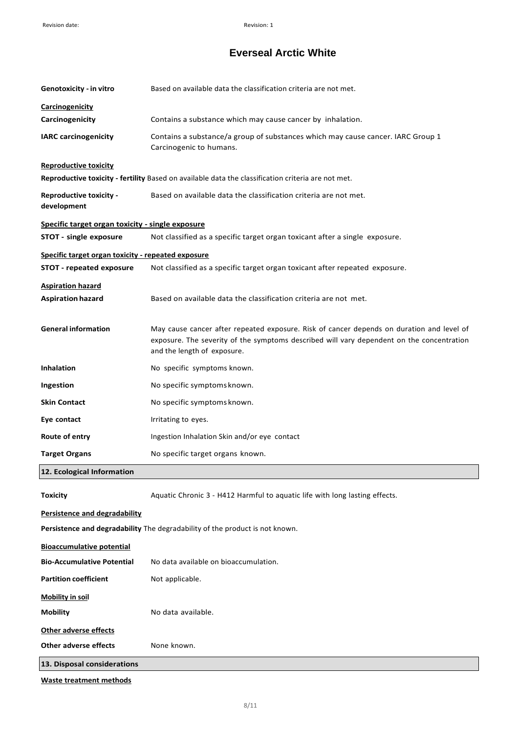# Everseal Arctic White

**Genotoxicity - in vitro** Based on available data the classification criteria are not met.

**Carcinogenicity**

**Carcinogenicity** Contains a substance which may cause cancer by inhalation.

**IARC carcinogenicity** Contains a substance/a group of substances which may cause cancer. IARC Group 1 Carcinogenic to humans.

**Reproductive toxicity**

**Reproductive toxicity - fertility** Based on available data the classification criteria are not met.

**Reproductive toxicity - development** Based on available data the classification criteria are not met.

**Specific target organ toxicity - single exposure**

**STOT - single exposure** Not classified as a specific target organ toxicant after a single exposure.

**Specific target organ toxicity - repeated exposure**

**STOT - repeated exposure** Not classified as a specific target organ toxicant after repeated exposure.

**Aspiration hazard**

**Aspiration hazard** Based on available data the classification criteria are not met.

**General information** May cause cancer after repeated exposure. Risk of cancer depends on duration and level of exposure. The severity of the symptoms described will vary dependent on the concentration and the length of exposure.

**Inhalation** No specific symptoms known.

**Ingestion** No specific symptoms known.

**Skin Contact** No specific symptoms known.

**Eye contact** Irritating to eyes.

**Route of entry** Ingestion Inhalation Skin and/or eye contact

**Target Organs** No specific target organs known.

## 12. Ecological Information

**Toxicity** Aquatic Chronic 3 - H412 Harmful to aquatic life with long lasting effects.

**Persistence and degradability**

**Persistence and degradability** The degradability of the product is not known.

**Bioaccumulative potential**

**Bio-Accumulative Potential** No data available on bioaccumulation.

**Partition coefficient** Not applicable.

**Mobility in soil**

**Mobility** No data available.

**Other adverse effects**

**Other adverse effects** None known.

## 13. Disposal considerations

**Waste treatment methods**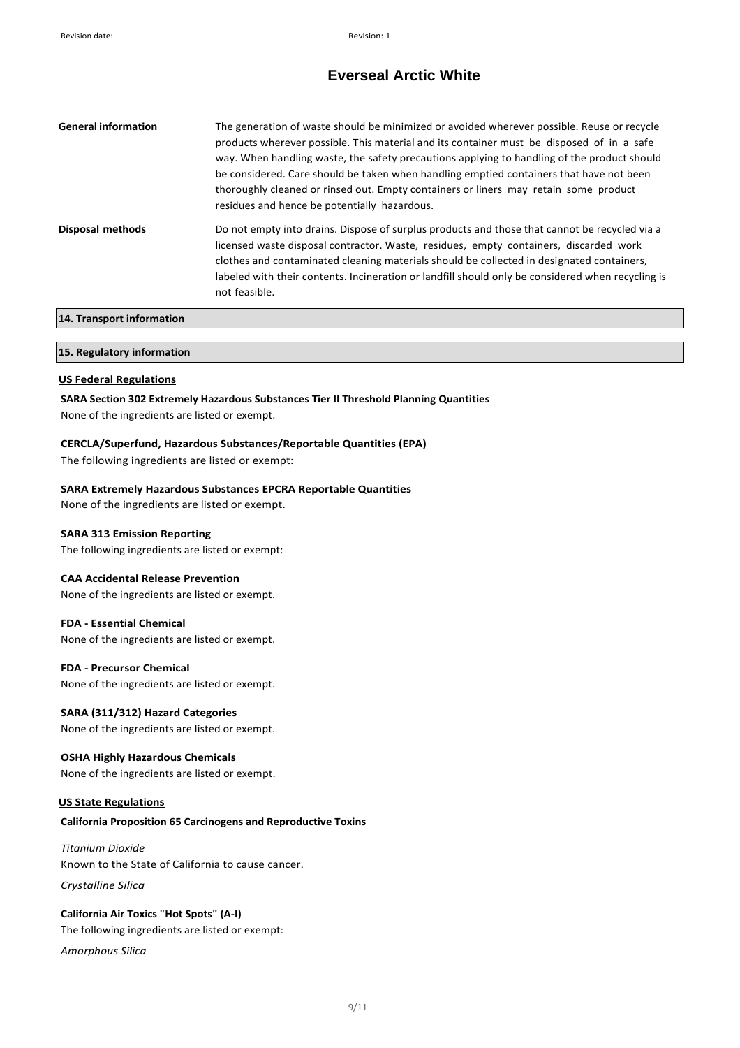# Everseal Arctic White

| | |
|---|---|
| **General information** | The generation of waste should be minimized or avoided wherever possible. Reuse or recycle products wherever possible. This material and its container must be disposed of in a safe way. When handling waste, the safety precautions applying to handling of the product should be considered. Care should be taken when handling emptied containers that have not been thoroughly cleaned or rinsed out. Empty containers or liners may retain some product residues and hence be potentially hazardous. |
| **Disposal methods** | Do not empty into drains. Dispose of surplus products and those that cannot be recycled via a licensed waste disposal contractor. Waste, residues, empty containers, discarded work clothes and contaminated cleaning materials should be collected in designated containers, labeled with their contents. Incineration or landfill should only be considered when recycling is not feasible. |

## 14. Transport information

## 15. Regulatory information

### US Federal Regulations

**SARA Section 302 Extremely Hazardous Substances Tier II Threshold Planning Quantities**

None of the ingredients are listed or exempt.

**CERCLA/Superfund, Hazardous Substances/Reportable Quantities (EPA)**

The following ingredients are listed or exempt:

**SARA Extremely Hazardous Substances EPCRA Reportable Quantities**

None of the ingredients are listed or exempt.

**SARA 313 Emission Reporting**

The following ingredients are listed or exempt:

**CAA Accidental Release Prevention**

None of the ingredients are listed or exempt.

**FDA - Essential Chemical**

None of the ingredients are listed or exempt.

**FDA - Precursor Chemical**

None of the ingredients are listed or exempt.

**SARA (311/312) Hazard Categories**

None of the ingredients are listed or exempt.

**OSHA Highly Hazardous Chemicals**

None of the ingredients are listed or exempt.

### US State Regulations

**California Proposition 65 Carcinogens and Reproductive Toxins**

*Titanium Dioxide*

Known to the State of California to cause cancer.

*Crystalline Silica*

**California Air Toxics "Hot Spots" (A-I)**

The following ingredients are listed or exempt:

*Amorphous Silica*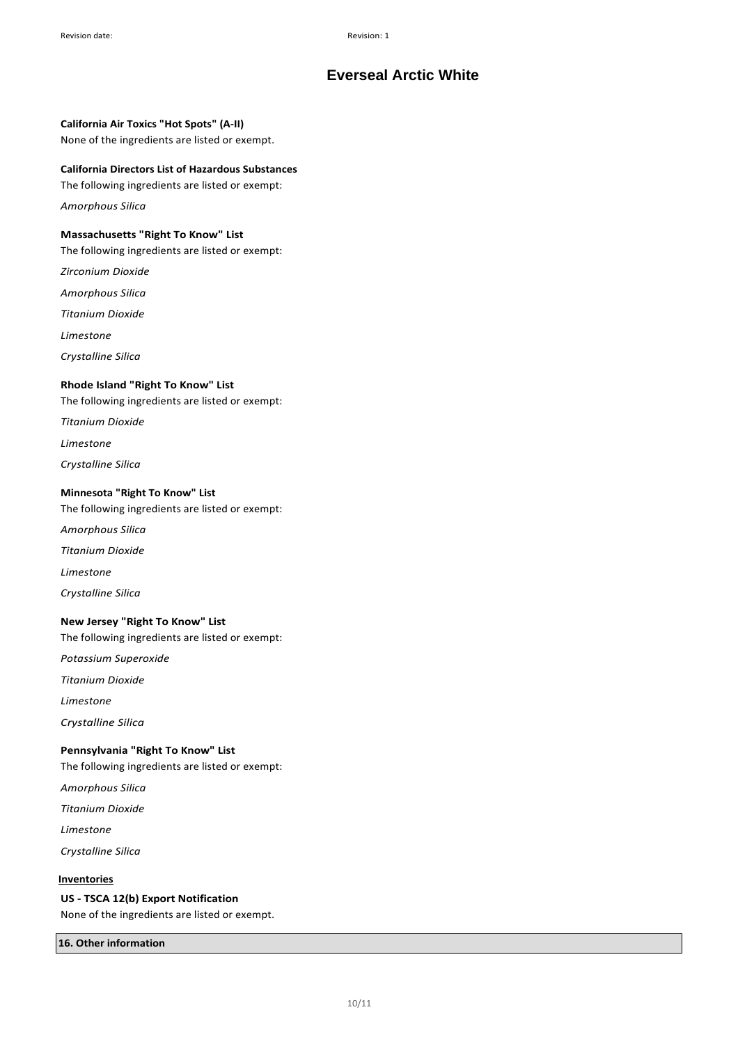**California Air Toxics "Hot Spots" (A-II)**

None of the ingredients are listed or exempt.

**California Directors List of Hazardous Substances**

The following ingredients are listed or exempt:

*Amorphous Silica*

**Massachusetts "Right To Know" List**

The following ingredients are listed or exempt:

*Zirconium Dioxide*

*Amorphous Silica*

*Titanium Dioxide*

*Limestone*

*Crystalline Silica*

**Rhode Island "Right To Know" List**

The following ingredients are listed or exempt:

*Titanium Dioxide*

*Limestone*

*Crystalline Silica*

**Minnesota "Right To Know" List**

The following ingredients are listed or exempt:

*Amorphous Silica*

*Titanium Dioxide*

*Limestone*

*Crystalline Silica*

**New Jersey "Right To Know" List**

The following ingredients are listed or exempt:

*Potassium Superoxide*

*Titanium Dioxide*

*Limestone*

*Crystalline Silica*

**Pennsylvania "Right To Know" List**

The following ingredients are listed or exempt:

*Amorphous Silica*

*Titanium Dioxide*

*Limestone*

*Crystalline Silica*

**Inventories**

**US - TSCA 12(b) Export Notification**

None of the ingredients are listed or exempt.

## 16. Other information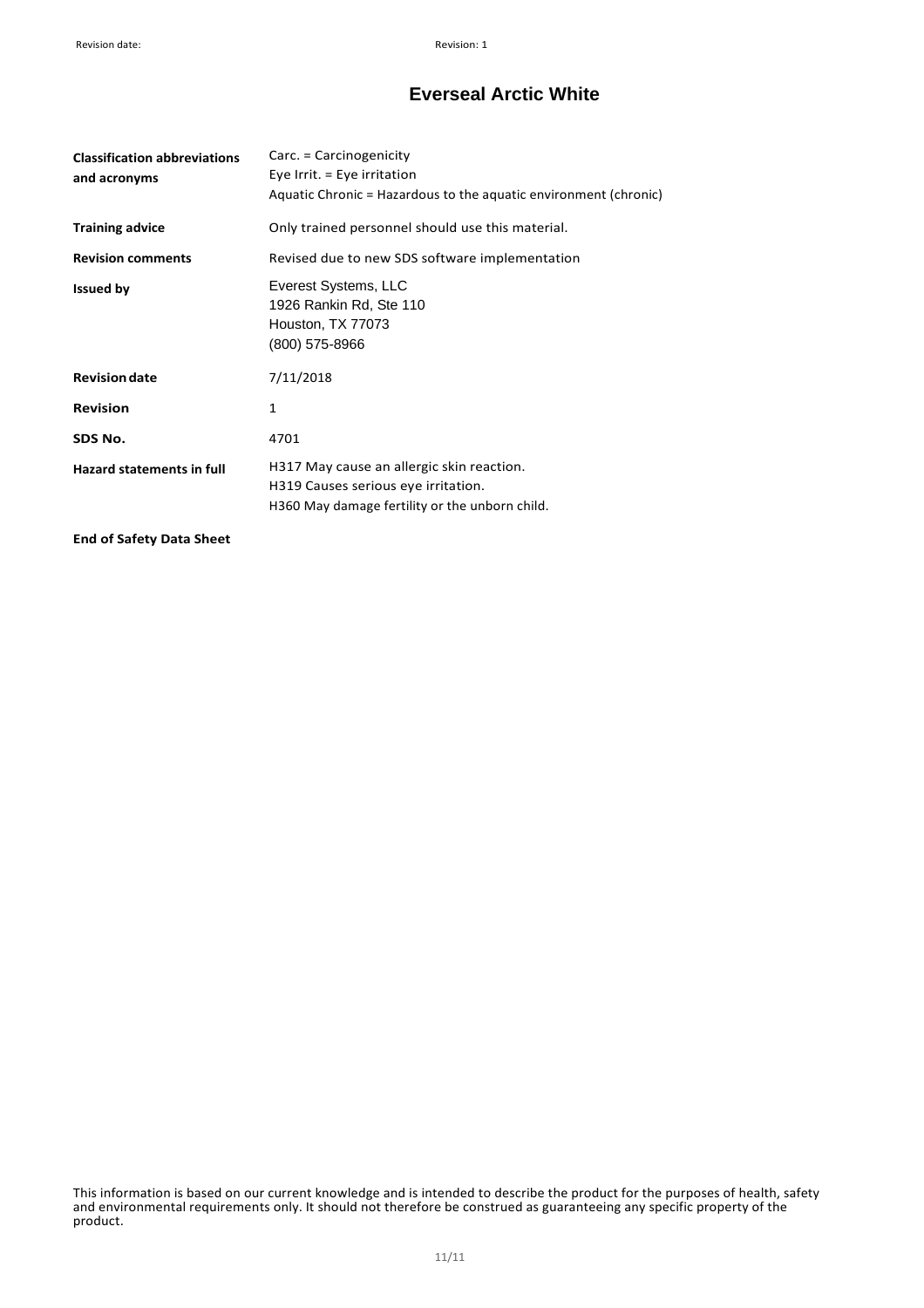# Everseal Arctic White

| | |
|---|---|
| **Classification abbreviations and acronyms** | Carc. = Carcinogenicity<br>Eye Irrit. = Eye irritation<br>Aquatic Chronic = Hazardous to the aquatic environment (chronic) |
| **Training advice** | Only trained personnel should use this material. |
| **Revision comments** | Revised due to new SDS software implementation |
| **Issued by** | Everest Systems, LLC<br>1926 Rankin Rd, Ste 110<br>Houston, TX 77073<br>(800) 575-8966 |
| **Revision date** | 7/11/2018 |
| **Revision** | 1 |
| **SDS No.** | 4701 |
| **Hazard statements in full** | H317 May cause an allergic skin reaction.<br>H319 Causes serious eye irritation.<br>H360 May damage fertility or the unborn child. |

**End of Safety Data Sheet**

This information is based on our current knowledge and is intended to describe the product for the purposes of health, safety and environmental requirements only. It should not therefore be construed as guaranteeing any specific property of the product.